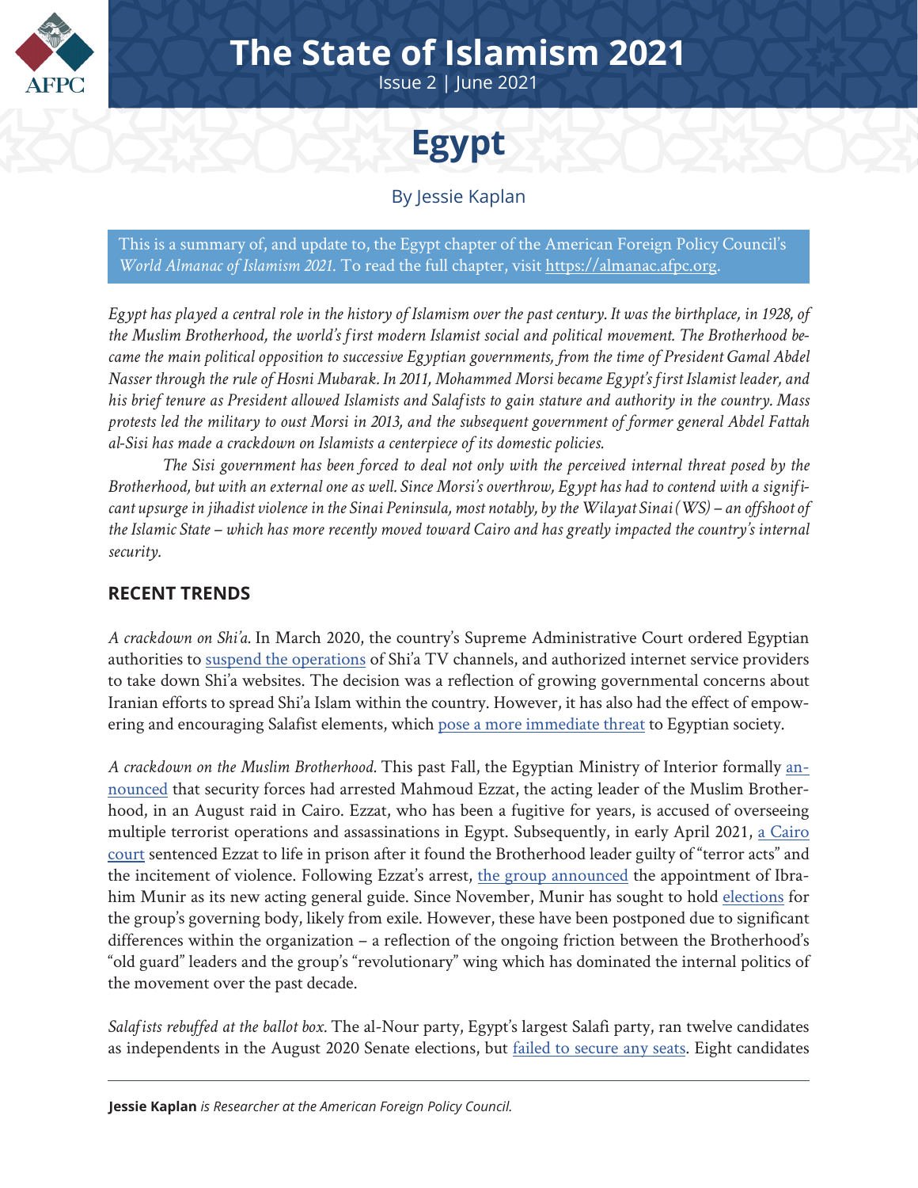# The State of Islamism 2021

Issue 2 | June 2021

# Egypt

By Jessie Kaplan

This is a summary of, and update to, the Egypt chapter of the American Foreign Policy Council's *World Almanac of Islamism 2021.* To read the full chapter, visit https://almanac.afpc.org.

*Egypt has played a central role in the history of Islamism over the past century. It was the birthplace, in 1928, of the Muslim Brotherhood, the world's first modern Islamist social and political movement. The Brotherhood became the main political opposition to successive Egyptian governments, from the time of President Gamal Abdel Nasser through the rule of Hosni Mubarak. In 2011, Mohammed Morsi became Egypt's first Islamist leader, and his brief tenure as President allowed Islamists and Salafists to gain stature and authority in the country. Mass protests led the military to oust Morsi in 2013, and the subsequent government of former general Abdel Fattah al-Sisi has made a crackdown on Islamists a centerpiece of its domestic policies.*

*The Sisi government has been forced to deal not only with the perceived internal threat posed by the Brotherhood, but with an external one as well. Since Morsi's overthrow, Egypt has had to contend with a significant upsurge in jihadist violence in the Sinai Peninsula, most notably, by the Wilayat Sinai (WS) – an offshoot of the Islamic State – which has more recently moved toward Cairo and has greatly impacted the country's internal security.*

## RECENT TRENDS

*A crackdown on Shi'a.* In March 2020, the country's Supreme Administrative Court ordered Egyptian authorities to suspend the operations of Shi'a TV channels, and authorized internet service providers to take down Shi'a websites. The decision was a reflection of growing governmental concerns about Iranian efforts to spread Shi'a Islam within the country. However, it has also had the effect of empowering and encouraging Salafist elements, which pose a more immediate threat to Egyptian society.

*A crackdown on the Muslim Brotherhood.* This past Fall, the Egyptian Ministry of Interior formally announced that security forces had arrested Mahmoud Ezzat, the acting leader of the Muslim Brotherhood, in an August raid in Cairo. Ezzat, who has been a fugitive for years, is accused of overseeing multiple terrorist operations and assassinations in Egypt. Subsequently, in early April 2021, a Cairo court sentenced Ezzat to life in prison after it found the Brotherhood leader guilty of "terror acts" and the incitement of violence. Following Ezzat's arrest, the group announced the appointment of Ibrahim Munir as its new acting general guide. Since November, Munir has sought to hold elections for the group's governing body, likely from exile. However, these have been postponed due to significant differences within the organization – a reflection of the ongoing friction between the Brotherhood's "old guard" leaders and the group's "revolutionary" wing which has dominated the internal politics of the movement over the past decade.

*Salafists rebuffed at the ballot box.* The al-Nour party, Egypt's largest Salafi party, ran twelve candidates as independents in the August 2020 Senate elections, but failed to secure any seats. Eight candidates

---

**Jessie Kaplan** *is Researcher at the American Foreign Policy Council.*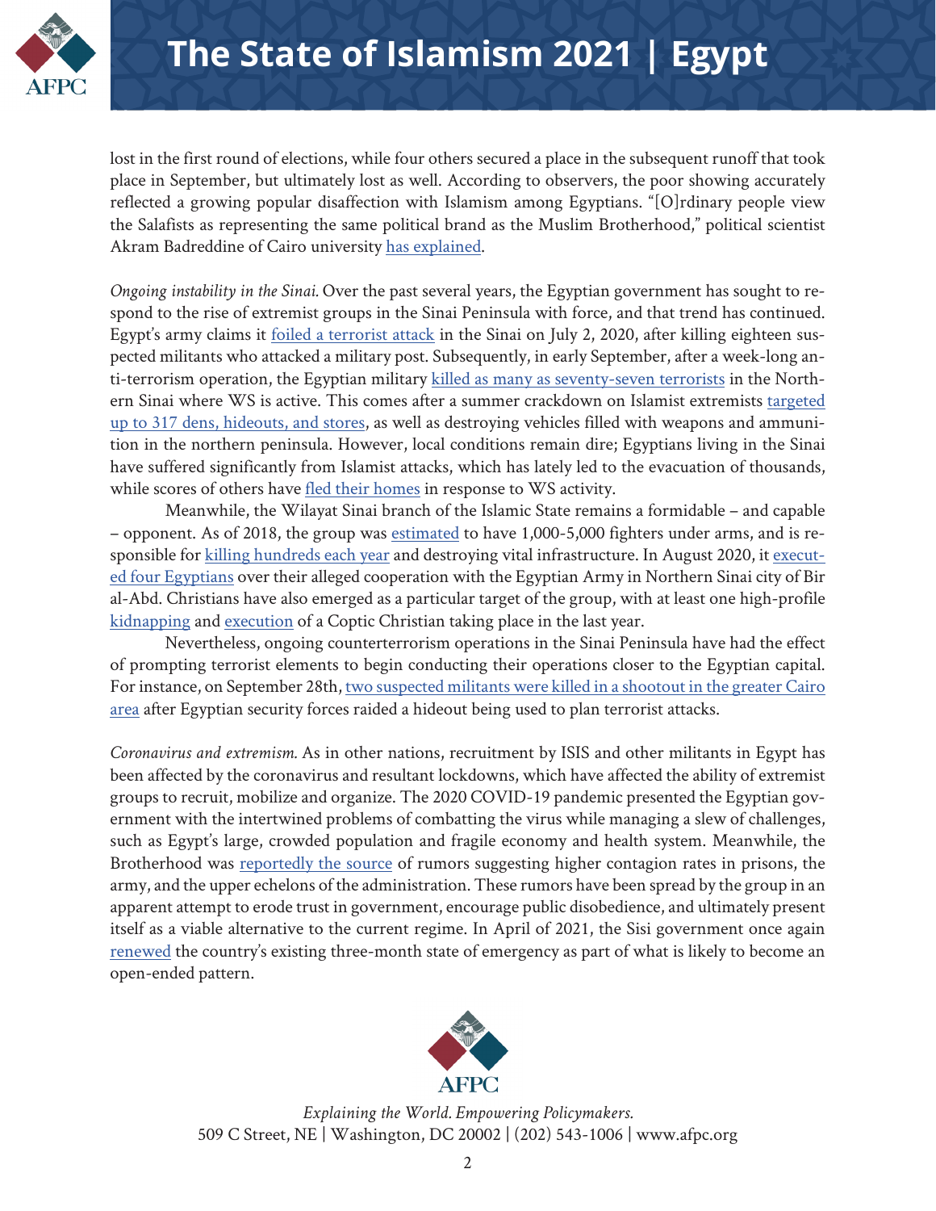lost in the first round of elections, while four others secured a place in the subsequent runoff that took place in September, but ultimately lost as well. According to observers, the poor showing accurately reflected a growing popular disaffection with Islamism among Egyptians. "[O]rdinary people view the Salafists as representing the same political brand as the Muslim Brotherhood," political scientist Akram Badreddine of Cairo university has explained.

*Ongoing instability in the Sinai.* Over the past several years, the Egyptian government has sought to respond to the rise of extremist groups in the Sinai Peninsula with force, and that trend has continued. Egypt's army claims it foiled a terrorist attack in the Sinai on July 2, 2020, after killing eighteen suspected militants who attacked a military post. Subsequently, in early September, after a week-long anti-terrorism operation, the Egyptian military killed as many as seventy-seven terrorists in the Northern Sinai where WS is active. This comes after a summer crackdown on Islamist extremists targeted up to 317 dens, hideouts, and stores, as well as destroying vehicles filled with weapons and ammunition in the northern peninsula. However, local conditions remain dire; Egyptians living in the Sinai have suffered significantly from Islamist attacks, which has lately led to the evacuation of thousands, while scores of others have fled their homes in response to WS activity.

Meanwhile, the Wilayat Sinai branch of the Islamic State remains a formidable – and capable – opponent. As of 2018, the group was estimated to have 1,000-5,000 fighters under arms, and is responsible for killing hundreds each year and destroying vital infrastructure. In August 2020, it executed four Egyptians over their alleged cooperation with the Egyptian Army in Northern Sinai city of Bir al-Abd. Christians have also emerged as a particular target of the group, with at least one high-profile kidnapping and execution of a Coptic Christian taking place in the last year.

Nevertheless, ongoing counterterrorism operations in the Sinai Peninsula have had the effect of prompting terrorist elements to begin conducting their operations closer to the Egyptian capital. For instance, on September 28th, two suspected militants were killed in a shootout in the greater Cairo area after Egyptian security forces raided a hideout being used to plan terrorist attacks.

*Coronavirus and extremism.* As in other nations, recruitment by ISIS and other militants in Egypt has been affected by the coronavirus and resultant lockdowns, which have affected the ability of extremist groups to recruit, mobilize and organize. The 2020 COVID-19 pandemic presented the Egyptian government with the intertwined problems of combatting the virus while managing a slew of challenges, such as Egypt's large, crowded population and fragile economy and health system. Meanwhile, the Brotherhood was reportedly the source of rumors suggesting higher contagion rates in prisons, the army, and the upper echelons of the administration. These rumors have been spread by the group in an apparent attempt to erode trust in government, encourage public disobedience, and ultimately present itself as a viable alternative to the current regime. In April of 2021, the Sisi government once again renewed the country's existing three-month state of emergency as part of what is likely to become an open-ended pattern.